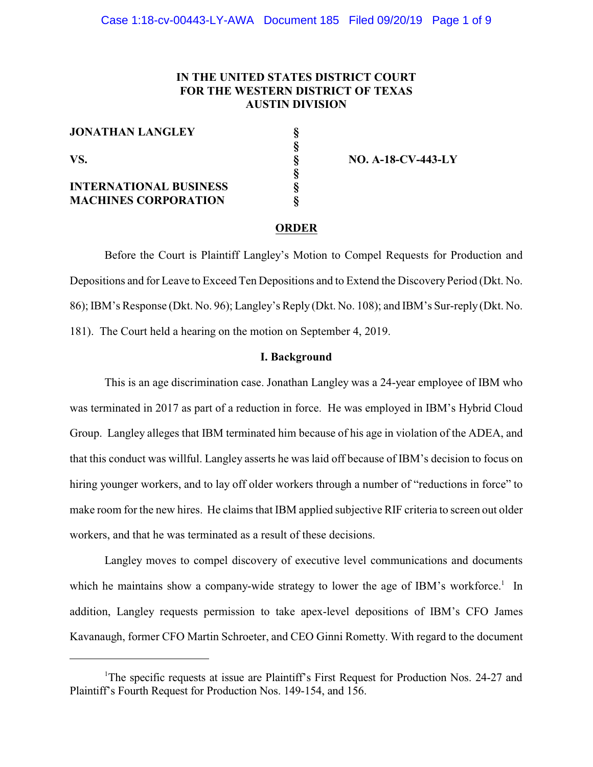**IN THE UNITED STATES DISTRICT COURT**
**FOR THE WESTERN DISTRICT OF TEXAS**
**AUSTIN DIVISION**

| | | |
|---|---|---|
| **JONATHAN LANGLEY** | § | |
| | § | |
| **VS.** | § | **NO. A-18-CV-443-LY** |
| | § | |
| **INTERNATIONAL BUSINESS MACHINES CORPORATION** | § | |
| | § | |

## ORDER

Before the Court is Plaintiff Langley's Motion to Compel Requests for Production and Depositions and for Leave to Exceed Ten Depositions and to Extend the Discovery Period (Dkt. No. 86); IBM's Response (Dkt. No. 96); Langley's Reply (Dkt. No. 108); and IBM's Sur-reply (Dkt. No. 181). The Court held a hearing on the motion on September 4, 2019.

### I. Background

This is an age discrimination case. Jonathan Langley was a 24-year employee of IBM who was terminated in 2017 as part of a reduction in force. He was employed in IBM's Hybrid Cloud Group. Langley alleges that IBM terminated him because of his age in violation of the ADEA, and that this conduct was willful. Langley asserts he was laid off because of IBM's decision to focus on hiring younger workers, and to lay off older workers through a number of "reductions in force" to make room for the new hires. He claims that IBM applied subjective RIF criteria to screen out older workers, and that he was terminated as a result of these decisions.

Langley moves to compel discovery of executive level communications and documents which he maintains show a company-wide strategy to lower the age of IBM's workforce.[1] In addition, Langley requests permission to take apex-level depositions of IBM's CFO James Kavanaugh, former CFO Martin Schroeter, and CEO Ginni Rometty. With regard to the document

---

[1] The specific requests at issue are Plaintiff's First Request for Production Nos. 24-27 and Plaintiff's Fourth Request for Production Nos. 149-154, and 156.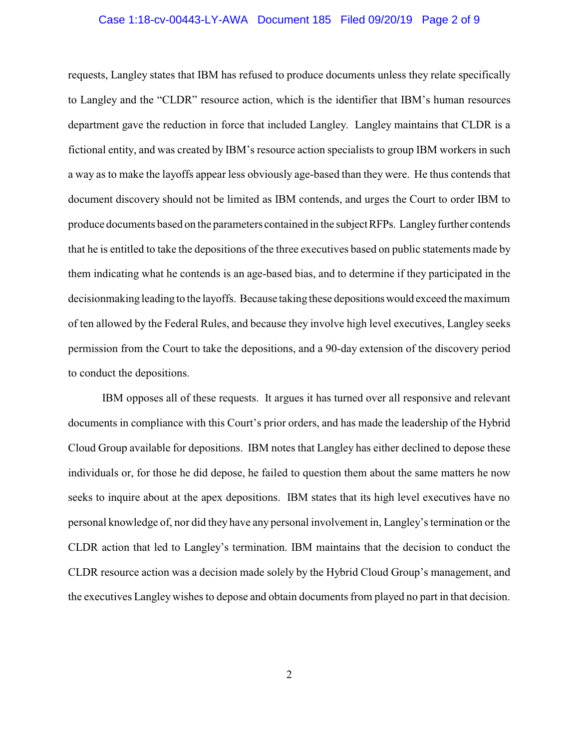requests, Langley states that IBM has refused to produce documents unless they relate specifically to Langley and the "CLDR" resource action, which is the identifier that IBM's human resources department gave the reduction in force that included Langley. Langley maintains that CLDR is a fictional entity, and was created by IBM's resource action specialists to group IBM workers in such a way as to make the layoffs appear less obviously age-based than they were. He thus contends that document discovery should not be limited as IBM contends, and urges the Court to order IBM to produce documents based on the parameters contained in the subject RFPs. Langley further contends that he is entitled to take the depositions of the three executives based on public statements made by them indicating what he contends is an age-based bias, and to determine if they participated in the decisionmaking leading to the layoffs. Because taking these depositions would exceed the maximum of ten allowed by the Federal Rules, and because they involve high level executives, Langley seeks permission from the Court to take the depositions, and a 90-day extension of the discovery period to conduct the depositions.

IBM opposes all of these requests. It argues it has turned over all responsive and relevant documents in compliance with this Court's prior orders, and has made the leadership of the Hybrid Cloud Group available for depositions. IBM notes that Langley has either declined to depose these individuals or, for those he did depose, he failed to question them about the same matters he now seeks to inquire about at the apex depositions. IBM states that its high level executives have no personal knowledge of, nor did they have any personal involvement in, Langley's termination or the CLDR action that led to Langley's termination. IBM maintains that the decision to conduct the CLDR resource action was a decision made solely by the Hybrid Cloud Group's management, and the executives Langley wishes to depose and obtain documents from played no part in that decision.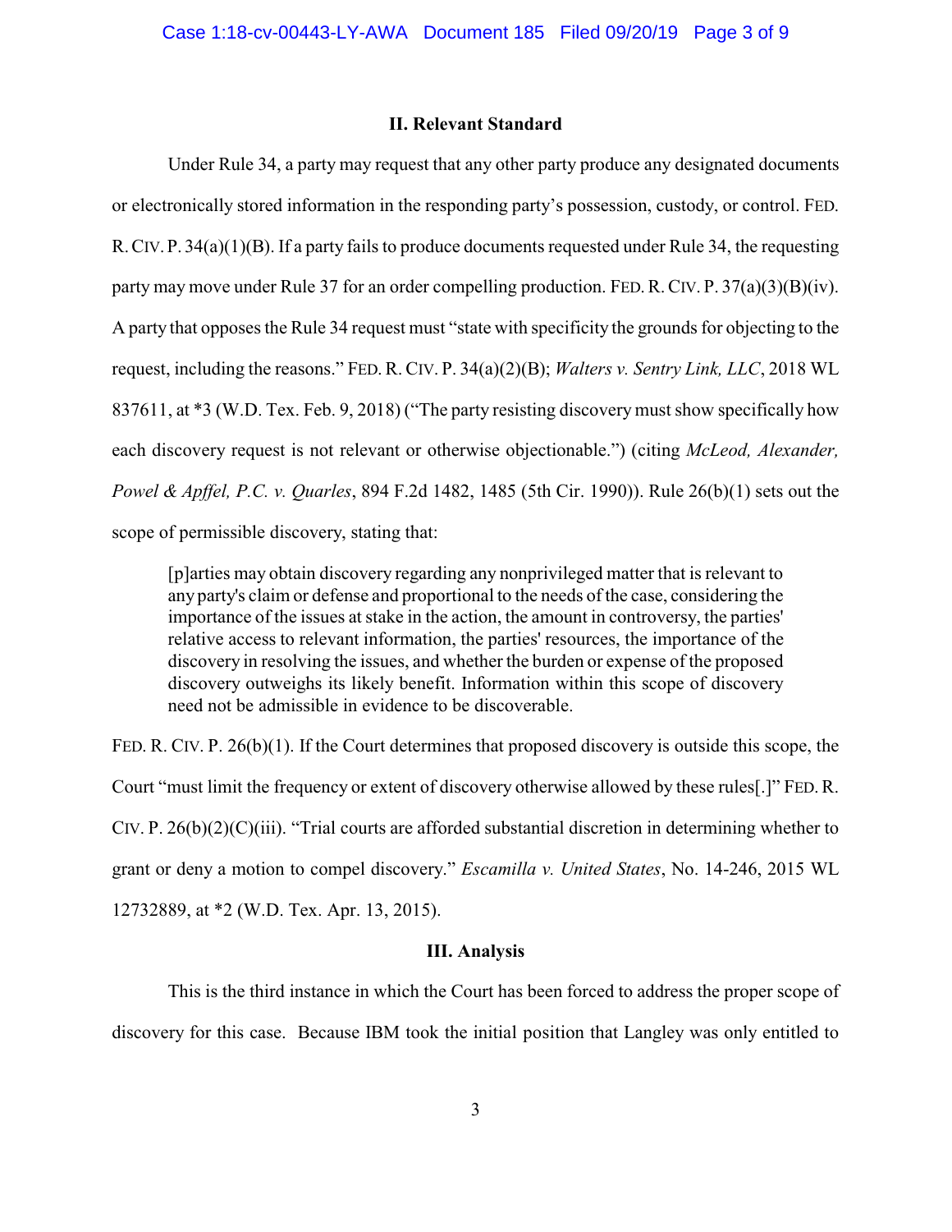### II. Relevant Standard

Under Rule 34, a party may request that any other party produce any designated documents or electronically stored information in the responding party's possession, custody, or control. FED. R. CIV. P. 34(a)(1)(B). If a party fails to produce documents requested under Rule 34, the requesting party may move under Rule 37 for an order compelling production. FED. R. CIV. P. 37(a)(3)(B)(iv). A party that opposes the Rule 34 request must "state with specificity the grounds for objecting to the request, including the reasons." FED. R. CIV. P. 34(a)(2)(B); *Walters v. Sentry Link, LLC*, 2018 WL 837611, at *3 (W.D. Tex. Feb. 9, 2018) ("The party resisting discovery must show specifically how each discovery request is not relevant or otherwise objectionable.") (citing *McLeod, Alexander, Powel & Apffel, P.C. v. Quarles*, 894 F.2d 1482, 1485 (5th Cir. 1990)). Rule 26(b)(1) sets out the scope of permissible discovery, stating that:

> [p]arties may obtain discovery regarding any nonprivileged matter that is relevant to any party's claim or defense and proportional to the needs of the case, considering the importance of the issues at stake in the action, the amount in controversy, the parties' relative access to relevant information, the parties' resources, the importance of the discovery in resolving the issues, and whether the burden or expense of the proposed discovery outweighs its likely benefit. Information within this scope of discovery need not be admissible in evidence to be discoverable.

FED. R. CIV. P. 26(b)(1). If the Court determines that proposed discovery is outside this scope, the Court "must limit the frequency or extent of discovery otherwise allowed by these rules[.]" FED. R. CIV. P. 26(b)(2)(C)(iii). "Trial courts are afforded substantial discretion in determining whether to grant or deny a motion to compel discovery." *Escamilla v. United States*, No. 14-246, 2015 WL 12732889, at *2 (W.D. Tex. Apr. 13, 2015).

### III. Analysis

This is the third instance in which the Court has been forced to address the proper scope of discovery for this case. Because IBM took the initial position that Langley was only entitled to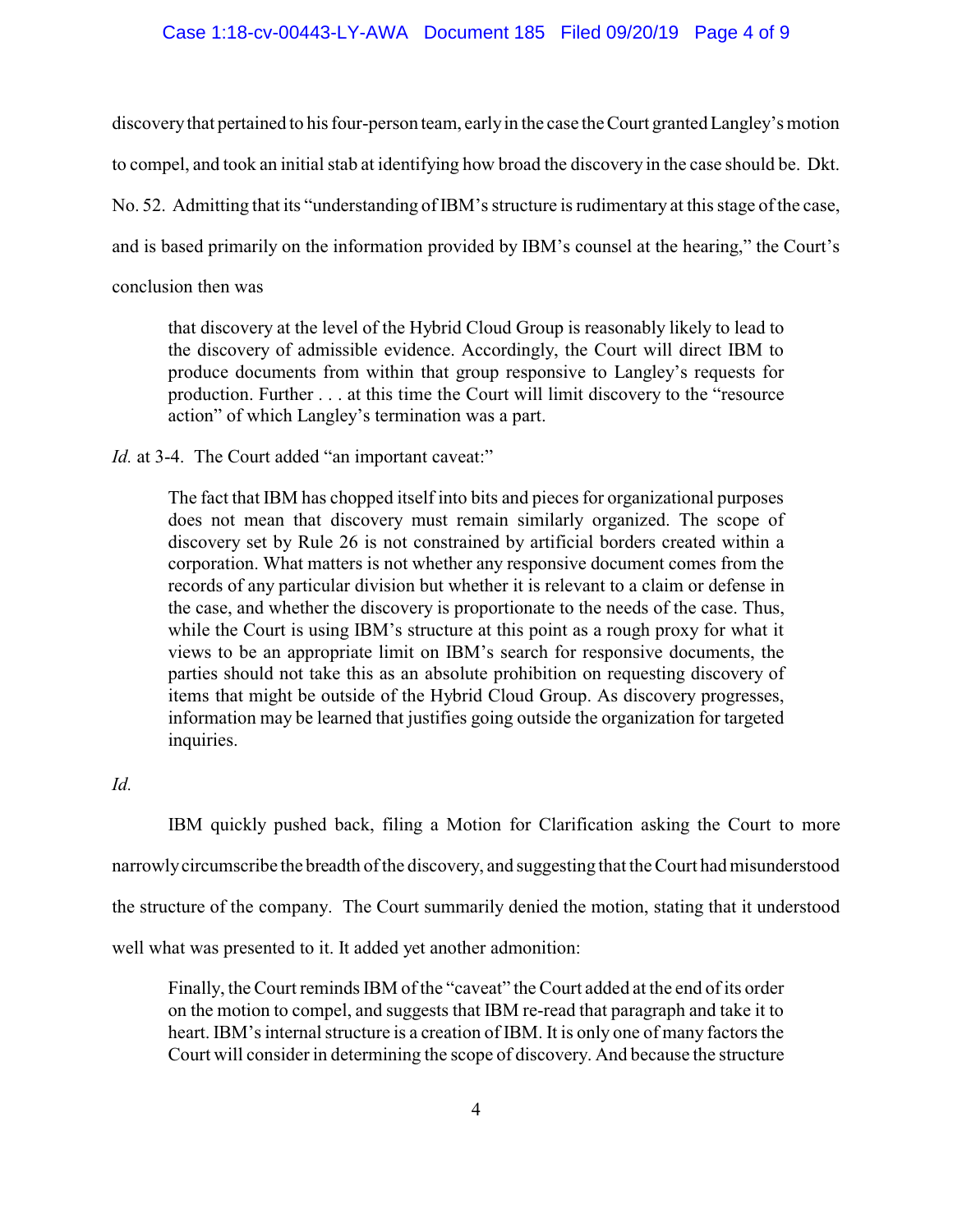discovery that pertained to his four-person team, early in the case the Court granted Langley's motion to compel, and took an initial stab at identifying how broad the discovery in the case should be. Dkt. No. 52. Admitting that its "understanding of IBM's structure is rudimentary at this stage of the case, and is based primarily on the information provided by IBM's counsel at the hearing," the Court's conclusion then was

> that discovery at the level of the Hybrid Cloud Group is reasonably likely to lead to the discovery of admissible evidence. Accordingly, the Court will direct IBM to produce documents from within that group responsive to Langley's requests for production. Further . . . at this time the Court will limit discovery to the "resource action" of which Langley's termination was a part.

*Id.* at 3-4. The Court added "an important caveat:"

> The fact that IBM has chopped itself into bits and pieces for organizational purposes does not mean that discovery must remain similarly organized. The scope of discovery set by Rule 26 is not constrained by artificial borders created within a corporation. What matters is not whether any responsive document comes from the records of any particular division but whether it is relevant to a claim or defense in the case, and whether the discovery is proportionate to the needs of the case. Thus, while the Court is using IBM's structure at this point as a rough proxy for what it views to be an appropriate limit on IBM's search for responsive documents, the parties should not take this as an absolute prohibition on requesting discovery of items that might be outside of the Hybrid Cloud Group. As discovery progresses, information may be learned that justifies going outside the organization for targeted inquiries.

*Id.*

IBM quickly pushed back, filing a Motion for Clarification asking the Court to more narrowly circumscribe the breadth of the discovery, and suggesting that the Court had misunderstood the structure of the company. The Court summarily denied the motion, stating that it understood well what was presented to it. It added yet another admonition:

> Finally, the Court reminds IBM of the "caveat" the Court added at the end of its order on the motion to compel, and suggests that IBM re-read that paragraph and take it to heart. IBM's internal structure is a creation of IBM. It is only one of many factors the Court will consider in determining the scope of discovery. And because the structure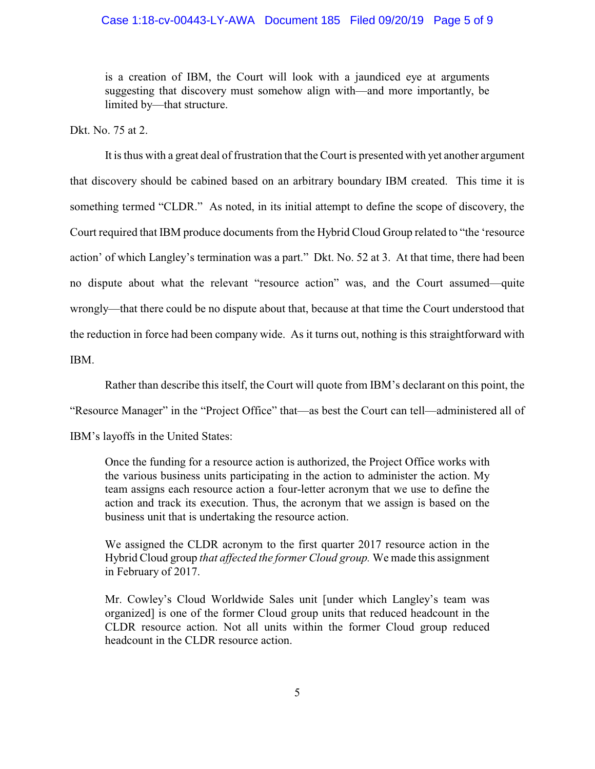> is a creation of IBM, the Court will look with a jaundiced eye at arguments suggesting that discovery must somehow align with—and more importantly, be limited by—that structure.

Dkt. No. 75 at 2.

It is thus with a great deal of frustration that the Court is presented with yet another argument that discovery should be cabined based on an arbitrary boundary IBM created. This time it is something termed "CLDR." As noted, in its initial attempt to define the scope of discovery, the Court required that IBM produce documents from the Hybrid Cloud Group related to "the 'resource action' of which Langley's termination was a part." Dkt. No. 52 at 3. At that time, there had been no dispute about what the relevant "resource action" was, and the Court assumed—quite wrongly—that there could be no dispute about that, because at that time the Court understood that the reduction in force had been company wide. As it turns out, nothing is this straightforward with IBM.

Rather than describe this itself, the Court will quote from IBM's declarant on this point, the "Resource Manager" in the "Project Office" that—as best the Court can tell—administered all of IBM's layoffs in the United States:

> Once the funding for a resource action is authorized, the Project Office works with the various business units participating in the action to administer the action. My team assigns each resource action a four-letter acronym that we use to define the action and track its execution. Thus, the acronym that we assign is based on the business unit that is undertaking the resource action.
>
> We assigned the CLDR acronym to the first quarter 2017 resource action in the Hybrid Cloud group *that affected the former Cloud group.* We made this assignment in February of 2017.
>
> Mr. Cowley's Cloud Worldwide Sales unit [under which Langley's team was organized] is one of the former Cloud group units that reduced headcount in the CLDR resource action. Not all units within the former Cloud group reduced headcount in the CLDR resource action.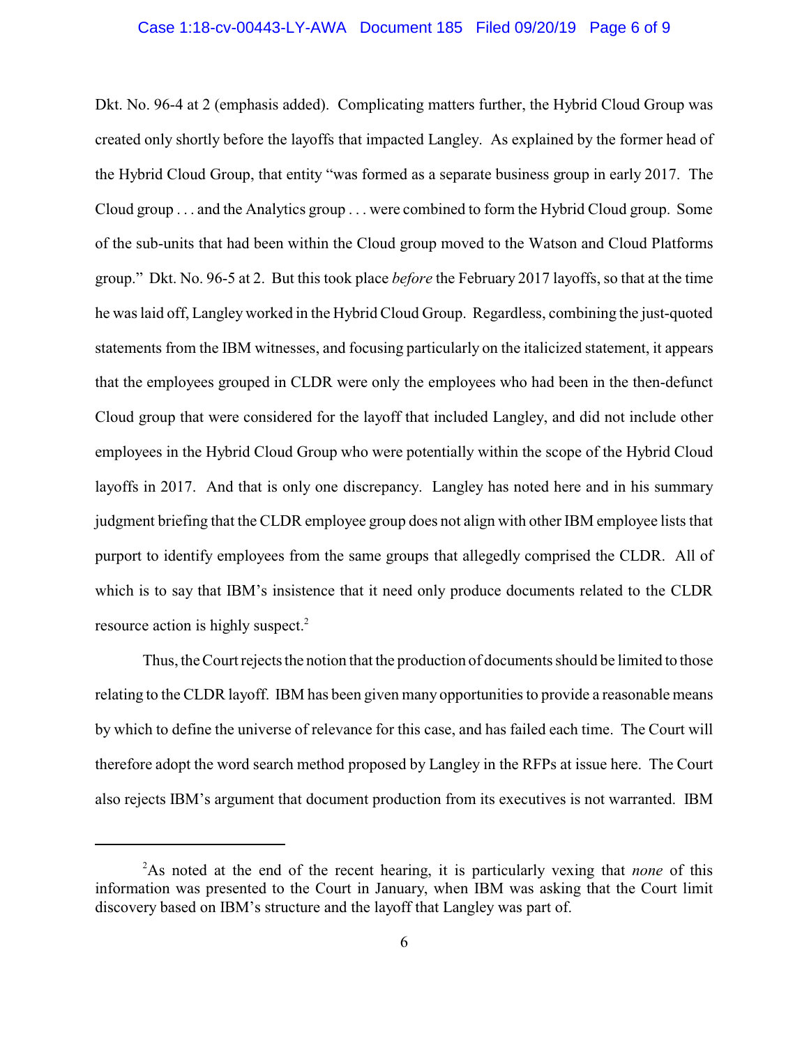Dkt. No. 96-4 at 2 (emphasis added). Complicating matters further, the Hybrid Cloud Group was created only shortly before the layoffs that impacted Langley. As explained by the former head of the Hybrid Cloud Group, that entity "was formed as a separate business group in early 2017. The Cloud group . . . and the Analytics group . . . were combined to form the Hybrid Cloud group. Some of the sub-units that had been within the Cloud group moved to the Watson and Cloud Platforms group." Dkt. No. 96-5 at 2. But this took place *before* the February 2017 layoffs, so that at the time he was laid off, Langley worked in the Hybrid Cloud Group. Regardless, combining the just-quoted statements from the IBM witnesses, and focusing particularly on the italicized statement, it appears that the employees grouped in CLDR were only the employees who had been in the then-defunct Cloud group that were considered for the layoff that included Langley, and did not include other employees in the Hybrid Cloud Group who were potentially within the scope of the Hybrid Cloud layoffs in 2017. And that is only one discrepancy. Langley has noted here and in his summary judgment briefing that the CLDR employee group does not align with other IBM employee lists that purport to identify employees from the same groups that allegedly comprised the CLDR. All of which is to say that IBM's insistence that it need only produce documents related to the CLDR resource action is highly suspect.[2]

Thus, the Court rejects the notion that the production of documents should be limited to those relating to the CLDR layoff. IBM has been given many opportunities to provide a reasonable means by which to define the universe of relevance for this case, and has failed each time. The Court will therefore adopt the word search method proposed by Langley in the RFPs at issue here. The Court also rejects IBM's argument that document production from its executives is not warranted. IBM

[2] As noted at the end of the recent hearing, it is particularly vexing that *none* of this information was presented to the Court in January, when IBM was asking that the Court limit discovery based on IBM's structure and the layoff that Langley was part of.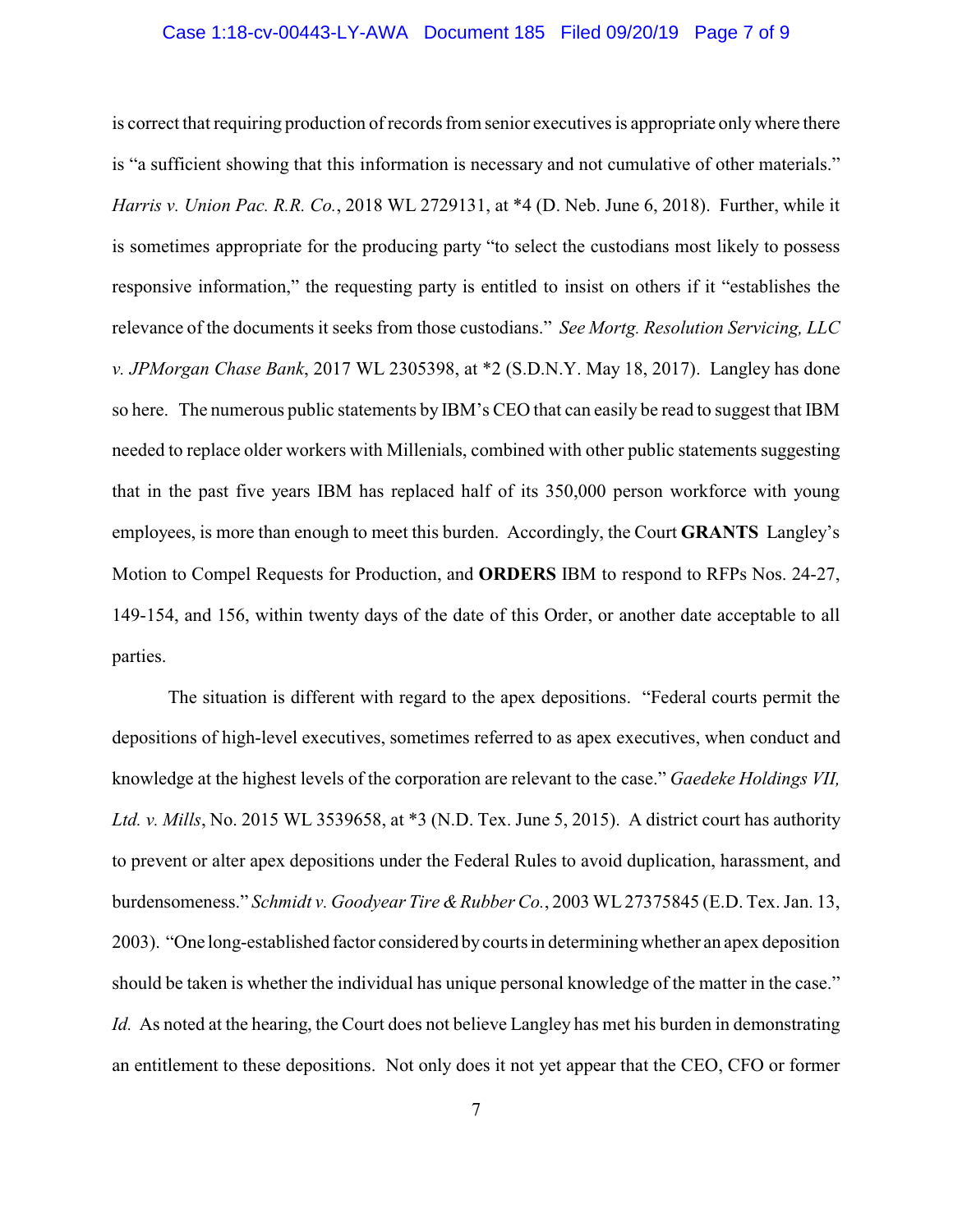is correct that requiring production of records from senior executives is appropriate only where there is "a sufficient showing that this information is necessary and not cumulative of other materials." *Harris v. Union Pac. R.R. Co.*, 2018 WL 2729131, at *4 (D. Neb. June 6, 2018). Further, while it is sometimes appropriate for the producing party "to select the custodians most likely to possess responsive information," the requesting party is entitled to insist on others if it "establishes the relevance of the documents it seeks from those custodians." *See Mortg. Resolution Servicing, LLC v. JPMorgan Chase Bank*, 2017 WL 2305398, at *2 (S.D.N.Y. May 18, 2017). Langley has done so here. The numerous public statements by IBM's CEO that can easily be read to suggest that IBM needed to replace older workers with Millenials, combined with other public statements suggesting that in the past five years IBM has replaced half of its 350,000 person workforce with young employees, is more than enough to meet this burden. Accordingly, the Court **GRANTS** Langley's Motion to Compel Requests for Production, and **ORDERS** IBM to respond to RFPs Nos. 24-27, 149-154, and 156, within twenty days of the date of this Order, or another date acceptable to all parties.

The situation is different with regard to the apex depositions. "Federal courts permit the depositions of high-level executives, sometimes referred to as apex executives, when conduct and knowledge at the highest levels of the corporation are relevant to the case." *Gaedeke Holdings VII, Ltd. v. Mills*, No. 2015 WL 3539658, at *3 (N.D. Tex. June 5, 2015). A district court has authority to prevent or alter apex depositions under the Federal Rules to avoid duplication, harassment, and burdensomeness." *Schmidt v. Goodyear Tire & Rubber Co.*, 2003 WL 27375845 (E.D. Tex. Jan. 13, 2003). "One long-established factor considered by courts in determining whether an apex deposition should be taken is whether the individual has unique personal knowledge of the matter in the case." *Id.* As noted at the hearing, the Court does not believe Langley has met his burden in demonstrating an entitlement to these depositions. Not only does it not yet appear that the CEO, CFO or former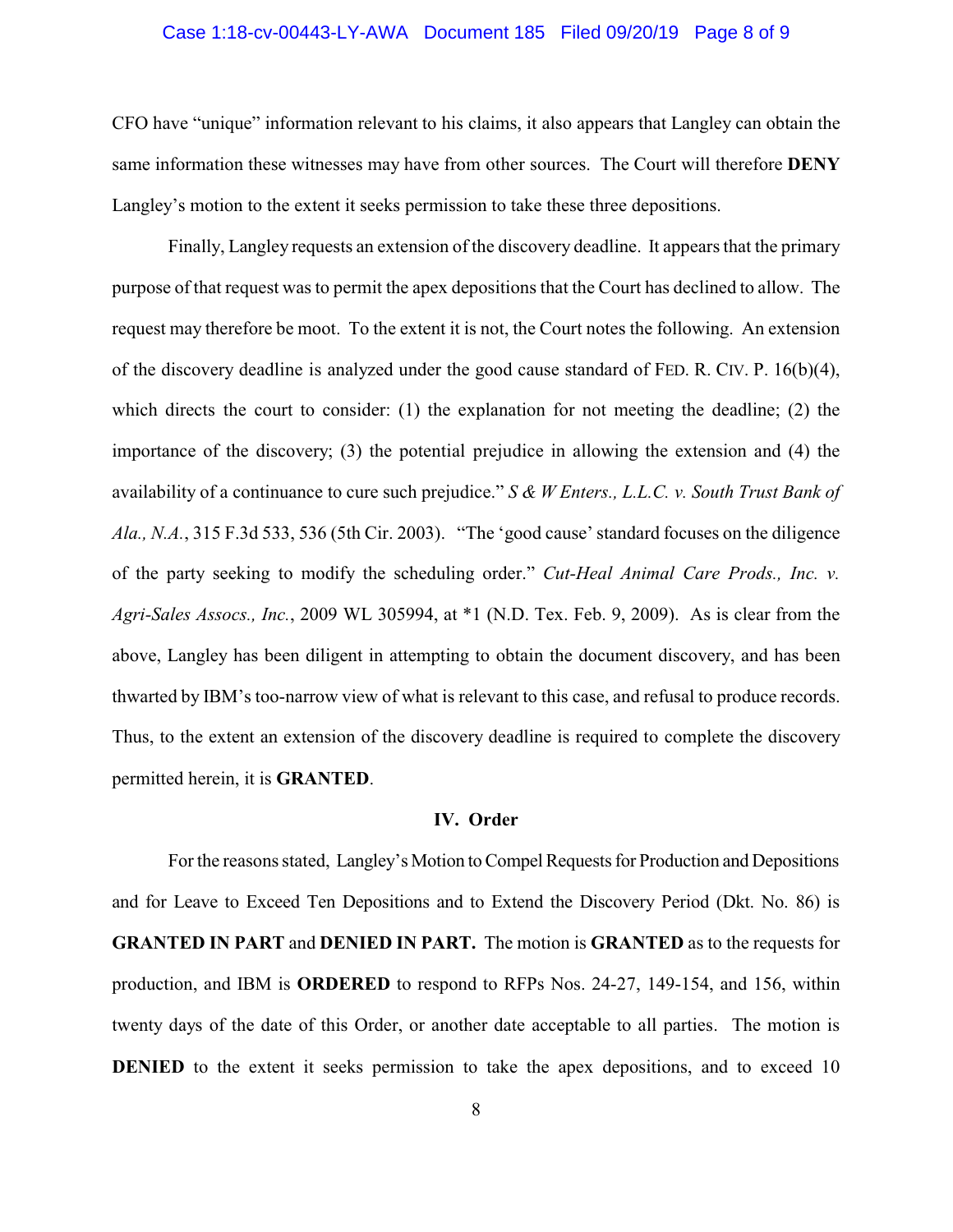CFO have "unique" information relevant to his claims, it also appears that Langley can obtain the same information these witnesses may have from other sources. The Court will therefore **DENY** Langley's motion to the extent it seeks permission to take these three depositions.

Finally, Langley requests an extension of the discovery deadline. It appears that the primary purpose of that request was to permit the apex depositions that the Court has declined to allow. The request may therefore be moot. To the extent it is not, the Court notes the following. An extension of the discovery deadline is analyzed under the good cause standard of FED. R. CIV. P. 16(b)(4), which directs the court to consider: (1) the explanation for not meeting the deadline; (2) the importance of the discovery; (3) the potential prejudice in allowing the extension and (4) the availability of a continuance to cure such prejudice." *S & W Enters., L.L.C. v. South Trust Bank of Ala., N.A.*, 315 F.3d 533, 536 (5th Cir. 2003). "The 'good cause' standard focuses on the diligence of the party seeking to modify the scheduling order." *Cut-Heal Animal Care Prods., Inc. v. Agri-Sales Assocs., Inc.*, 2009 WL 305994, at *1 (N.D. Tex. Feb. 9, 2009). As is clear from the above, Langley has been diligent in attempting to obtain the document discovery, and has been thwarted by IBM's too-narrow view of what is relevant to this case, and refusal to produce records. Thus, to the extent an extension of the discovery deadline is required to complete the discovery permitted herein, it is **GRANTED**.

## IV. Order

For the reasons stated, Langley's Motion to Compel Requests for Production and Depositions and for Leave to Exceed Ten Depositions and to Extend the Discovery Period (Dkt. No. 86) is **GRANTED IN PART** and **DENIED IN PART.** The motion is **GRANTED** as to the requests for production, and IBM is **ORDERED** to respond to RFPs Nos. 24-27, 149-154, and 156, within twenty days of the date of this Order, or another date acceptable to all parties. The motion is **DENIED** to the extent it seeks permission to take the apex depositions, and to exceed 10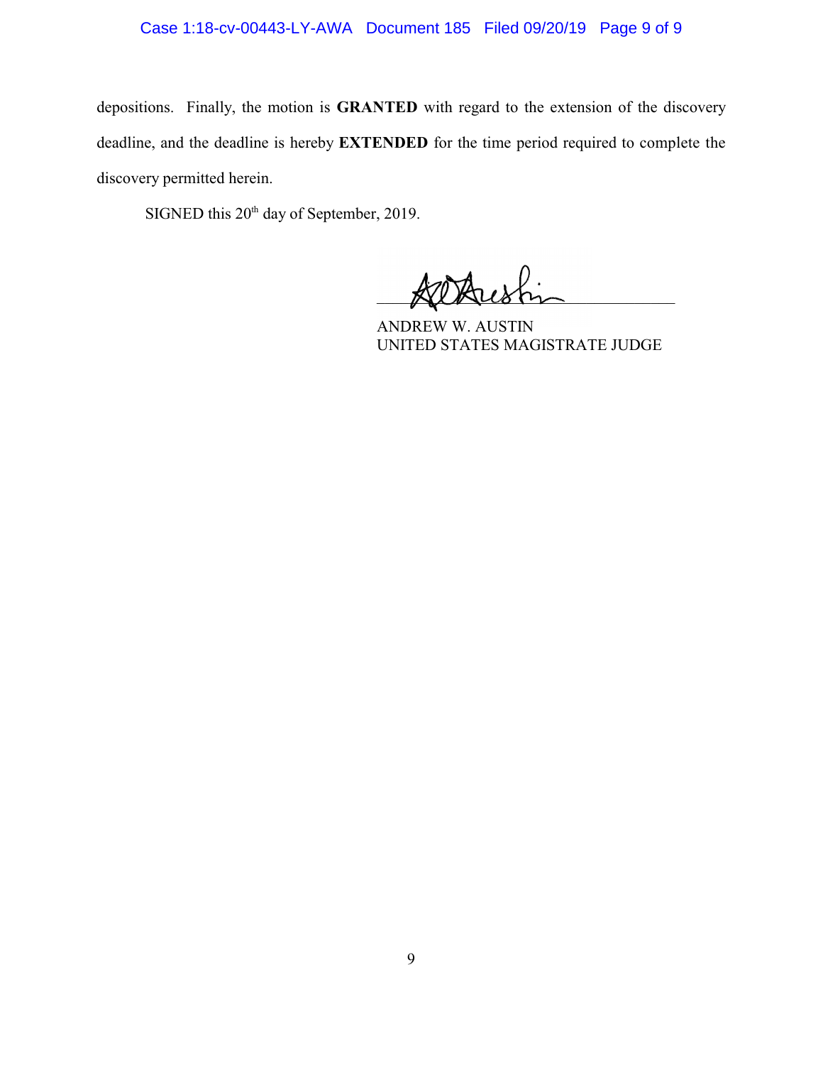depositions. Finally, the motion is **GRANTED** with regard to the extension of the discovery deadline, and the deadline is hereby **EXTENDED** for the time period required to complete the discovery permitted herein.

SIGNED this 20th day of September, 2019.

ANDREW W. AUSTIN
UNITED STATES MAGISTRATE JUDGE